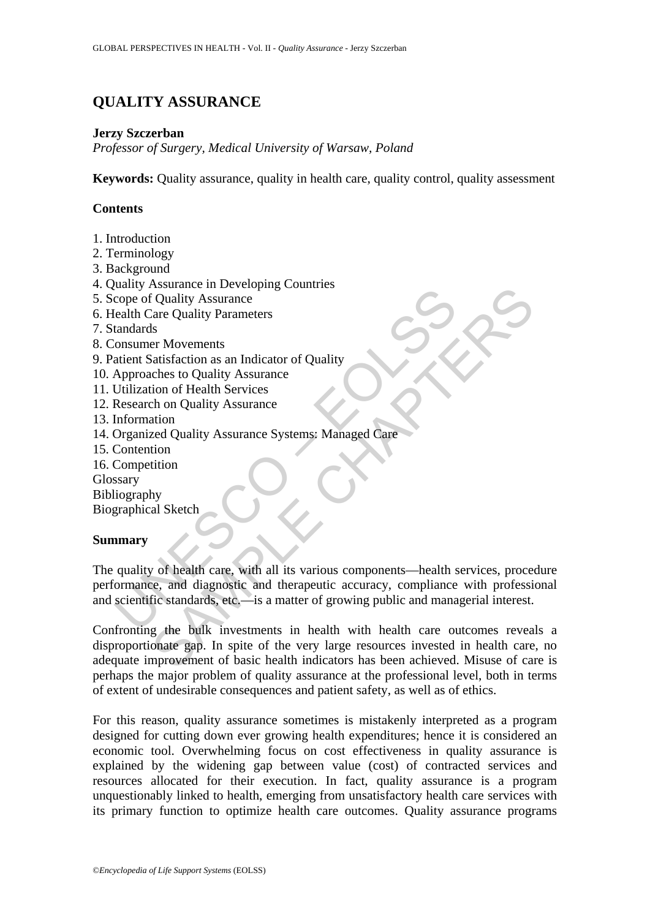# QUALITY ASSURANCE

**Jerzy Szczerban**

*Professor of Surgery, Medical University of Warsaw, Poland*

**Keywords:** Quality assurance, quality in health care, quality control, quality assessment

## Contents

1. Introduction
2. Terminology
3. Background
4. Quality Assurance in Developing Countries
5. Scope of Quality Assurance
6. Health Care Quality Parameters
7. Standards
8. Consumer Movements
9. Patient Satisfaction as an Indicator of Quality
10. Approaches to Quality Assurance
11. Utilization of Health Services
12. Research on Quality Assurance
13. Information
14. Organized Quality Assurance Systems: Managed Care
15. Contention
16. Competition

Glossary
Bibliography
Biographical Sketch

## Summary

The quality of health care, with all its various components—health services, procedure performance, and diagnostic and therapeutic accuracy, compliance with professional and scientific standards, etc.—is a matter of growing public and managerial interest.

Confronting the bulk investments in health with health care outcomes reveals a disproportionate gap. In spite of the very large resources invested in health care, no adequate improvement of basic health indicators has been achieved. Misuse of care is perhaps the major problem of quality assurance at the professional level, both in terms of extent of undesirable consequences and patient safety, as well as of ethics.

For this reason, quality assurance sometimes is mistakenly interpreted as a program designed for cutting down ever growing health expenditures; hence it is considered an economic tool. Overwhelming focus on cost effectiveness in quality assurance is explained by the widening gap between value (cost) of contracted services and resources allocated for their execution. In fact, quality assurance is a program unquestionably linked to health, emerging from unsatisfactory health care services with its primary function to optimize health care outcomes. Quality assurance programs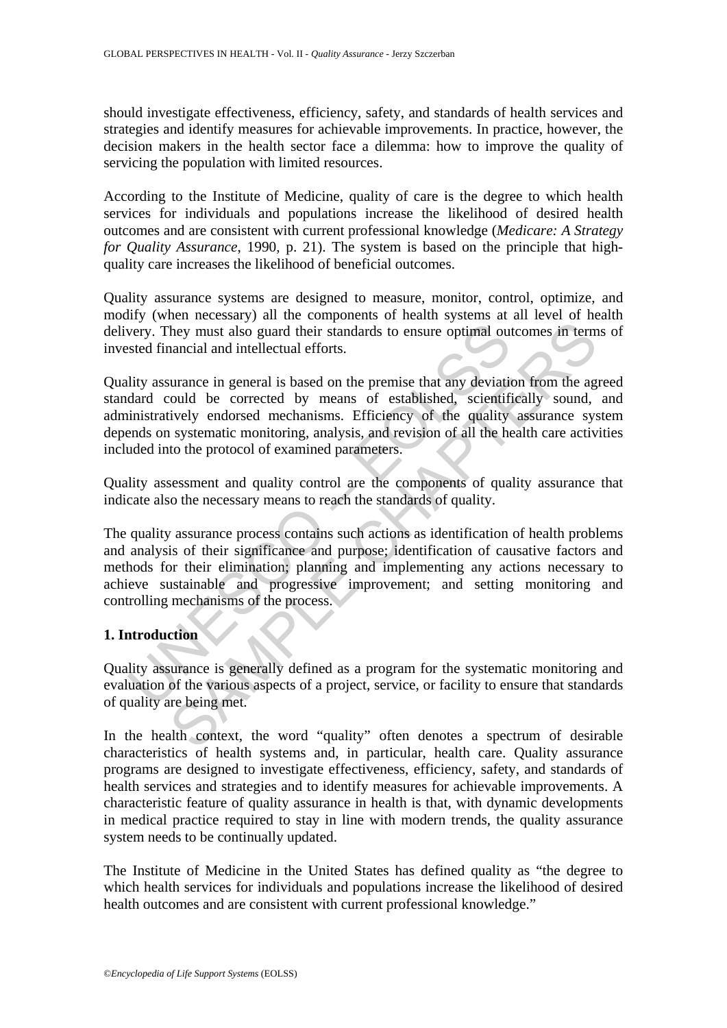should investigate effectiveness, efficiency, safety, and standards of health services and strategies and identify measures for achievable improvements. In practice, however, the decision makers in the health sector face a dilemma: how to improve the quality of servicing the population with limited resources.

According to the Institute of Medicine, quality of care is the degree to which health services for individuals and populations increase the likelihood of desired health outcomes and are consistent with current professional knowledge (*Medicare: A Strategy for Quality Assurance*, 1990, p. 21). The system is based on the principle that high-quality care increases the likelihood of beneficial outcomes.

Quality assurance systems are designed to measure, monitor, control, optimize, and modify (when necessary) all the components of health systems at all level of health delivery. They must also guard their standards to ensure optimal outcomes in terms of invested financial and intellectual efforts.

Quality assurance in general is based on the premise that any deviation from the agreed standard could be corrected by means of established, scientifically sound, and administratively endorsed mechanisms. Efficiency of the quality assurance system depends on systematic monitoring, analysis, and revision of all the health care activities included into the protocol of examined parameters.

Quality assessment and quality control are the components of quality assurance that indicate also the necessary means to reach the standards of quality.

The quality assurance process contains such actions as identification of health problems and analysis of their significance and purpose; identification of causative factors and methods for their elimination; planning and implementing any actions necessary to achieve sustainable and progressive improvement; and setting monitoring and controlling mechanisms of the process.

## 1. Introduction

Quality assurance is generally defined as a program for the systematic monitoring and evaluation of the various aspects of a project, service, or facility to ensure that standards of quality are being met.

In the health context, the word "quality" often denotes a spectrum of desirable characteristics of health systems and, in particular, health care. Quality assurance programs are designed to investigate effectiveness, efficiency, safety, and standards of health services and strategies and to identify measures for achievable improvements. A characteristic feature of quality assurance in health is that, with dynamic developments in medical practice required to stay in line with modern trends, the quality assurance system needs to be continually updated.

The Institute of Medicine in the United States has defined quality as "the degree to which health services for individuals and populations increase the likelihood of desired health outcomes and are consistent with current professional knowledge."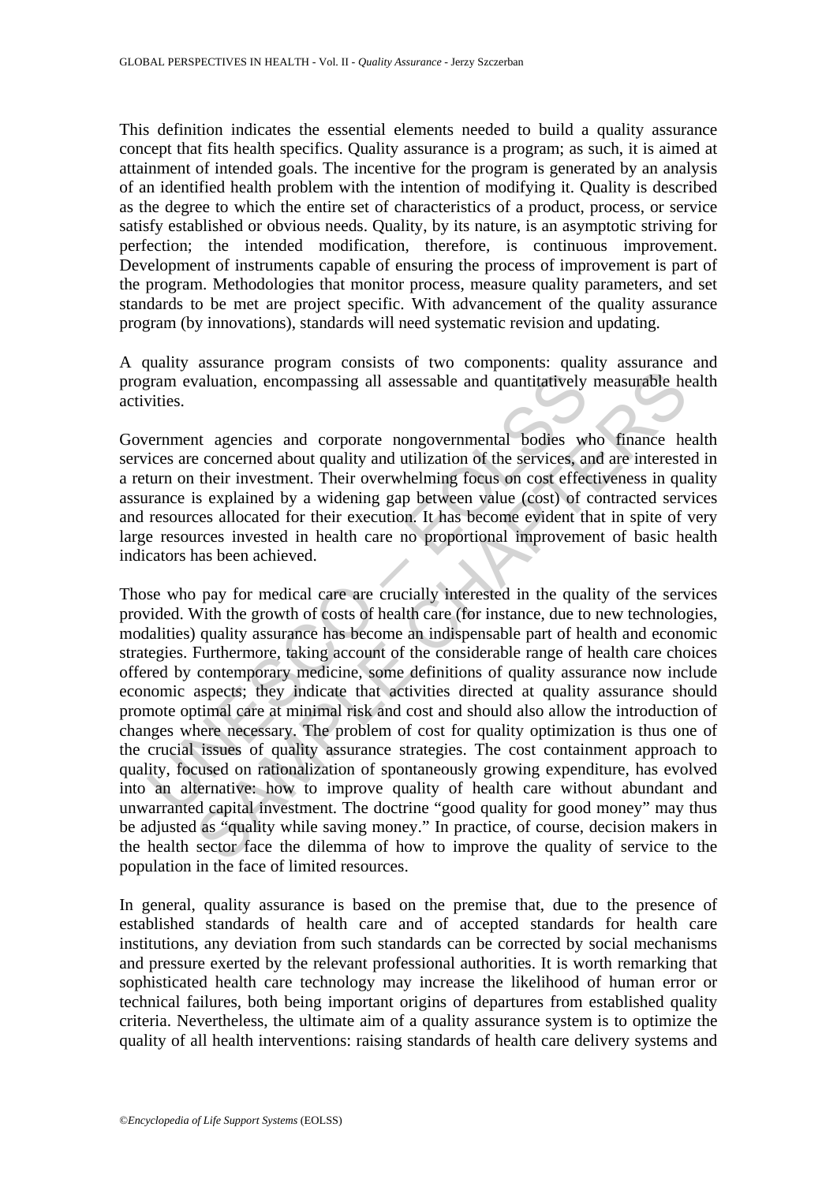This definition indicates the essential elements needed to build a quality assurance concept that fits health specifics. Quality assurance is a program; as such, it is aimed at attainment of intended goals. The incentive for the program is generated by an analysis of an identified health problem with the intention of modifying it. Quality is described as the degree to which the entire set of characteristics of a product, process, or service satisfy established or obvious needs. Quality, by its nature, is an asymptotic striving for perfection; the intended modification, therefore, is continuous improvement. Development of instruments capable of ensuring the process of improvement is part of the program. Methodologies that monitor process, measure quality parameters, and set standards to be met are project specific. With advancement of the quality assurance program (by innovations), standards will need systematic revision and updating.

A quality assurance program consists of two components: quality assurance and program evaluation, encompassing all assessable and quantitatively measurable health activities.

Government agencies and corporate nongovernmental bodies who finance health services are concerned about quality and utilization of the services, and are interested in a return on their investment. Their overwhelming focus on cost effectiveness in quality assurance is explained by a widening gap between value (cost) of contracted services and resources allocated for their execution. It has become evident that in spite of very large resources invested in health care no proportional improvement of basic health indicators has been achieved.

Those who pay for medical care are crucially interested in the quality of the services provided. With the growth of costs of health care (for instance, due to new technologies, modalities) quality assurance has become an indispensable part of health and economic strategies. Furthermore, taking account of the considerable range of health care choices offered by contemporary medicine, some definitions of quality assurance now include economic aspects; they indicate that activities directed at quality assurance should promote optimal care at minimal risk and cost and should also allow the introduction of changes where necessary. The problem of cost for quality optimization is thus one of the crucial issues of quality assurance strategies. The cost containment approach to quality, focused on rationalization of spontaneously growing expenditure, has evolved into an alternative: how to improve quality of health care without abundant and unwarranted capital investment. The doctrine "good quality for good money" may thus be adjusted as "quality while saving money." In practice, of course, decision makers in the health sector face the dilemma of how to improve the quality of service to the population in the face of limited resources.

In general, quality assurance is based on the premise that, due to the presence of established standards of health care and of accepted standards for health care institutions, any deviation from such standards can be corrected by social mechanisms and pressure exerted by the relevant professional authorities. It is worth remarking that sophisticated health care technology may increase the likelihood of human error or technical failures, both being important origins of departures from established quality criteria. Nevertheless, the ultimate aim of a quality assurance system is to optimize the quality of all health interventions: raising standards of health care delivery systems and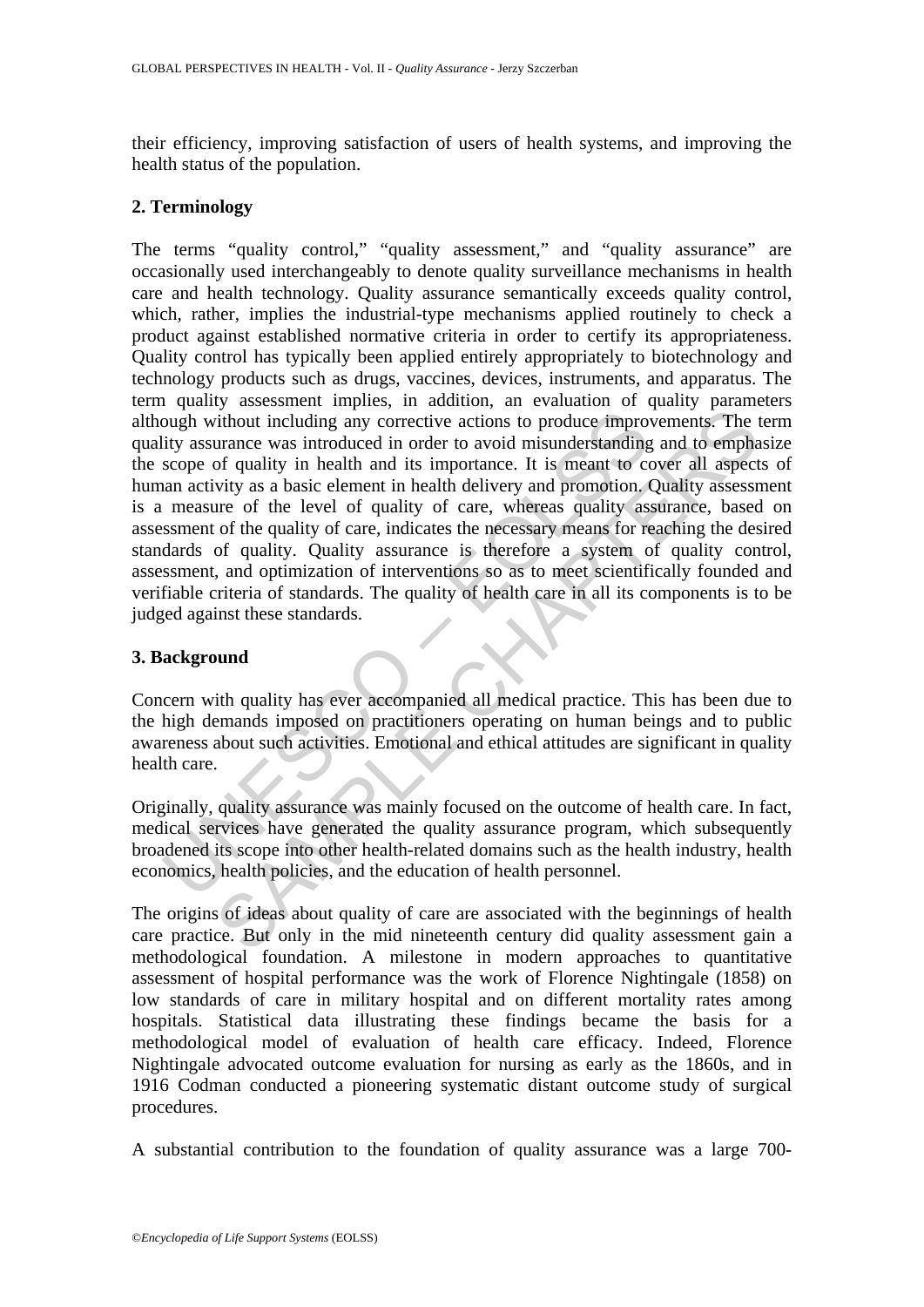their efficiency, improving satisfaction of users of health systems, and improving the health status of the population.

## 2. Terminology

The terms "quality control," "quality assessment," and "quality assurance" are occasionally used interchangeably to denote quality surveillance mechanisms in health care and health technology. Quality assurance semantically exceeds quality control, which, rather, implies the industrial-type mechanisms applied routinely to check a product against established normative criteria in order to certify its appropriateness. Quality control has typically been applied entirely appropriately to biotechnology and technology products such as drugs, vaccines, devices, instruments, and apparatus. The term quality assessment implies, in addition, an evaluation of quality parameters although without including any corrective actions to produce improvements. The term quality assurance was introduced in order to avoid misunderstanding and to emphasize the scope of quality in health and its importance. It is meant to cover all aspects of human activity as a basic element in health delivery and promotion. Quality assessment is a measure of the level of quality of care, whereas quality assurance, based on assessment of the quality of care, indicates the necessary means for reaching the desired standards of quality. Quality assurance is therefore a system of quality control, assessment, and optimization of interventions so as to meet scientifically founded and verifiable criteria of standards. The quality of health care in all its components is to be judged against these standards.

## 3. Background

Concern with quality has ever accompanied all medical practice. This has been due to the high demands imposed on practitioners operating on human beings and to public awareness about such activities. Emotional and ethical attitudes are significant in quality health care.

Originally, quality assurance was mainly focused on the outcome of health care. In fact, medical services have generated the quality assurance program, which subsequently broadened its scope into other health-related domains such as the health industry, health economics, health policies, and the education of health personnel.

The origins of ideas about quality of care are associated with the beginnings of health care practice. But only in the mid nineteenth century did quality assessment gain a methodological foundation. A milestone in modern approaches to quantitative assessment of hospital performance was the work of Florence Nightingale (1858) on low standards of care in military hospital and on different mortality rates among hospitals. Statistical data illustrating these findings became the basis for a methodological model of evaluation of health care efficacy. Indeed, Florence Nightingale advocated outcome evaluation for nursing as early as the 1860s, and in 1916 Codman conducted a pioneering systematic distant outcome study of surgical procedures.

A substantial contribution to the foundation of quality assurance was a large 700-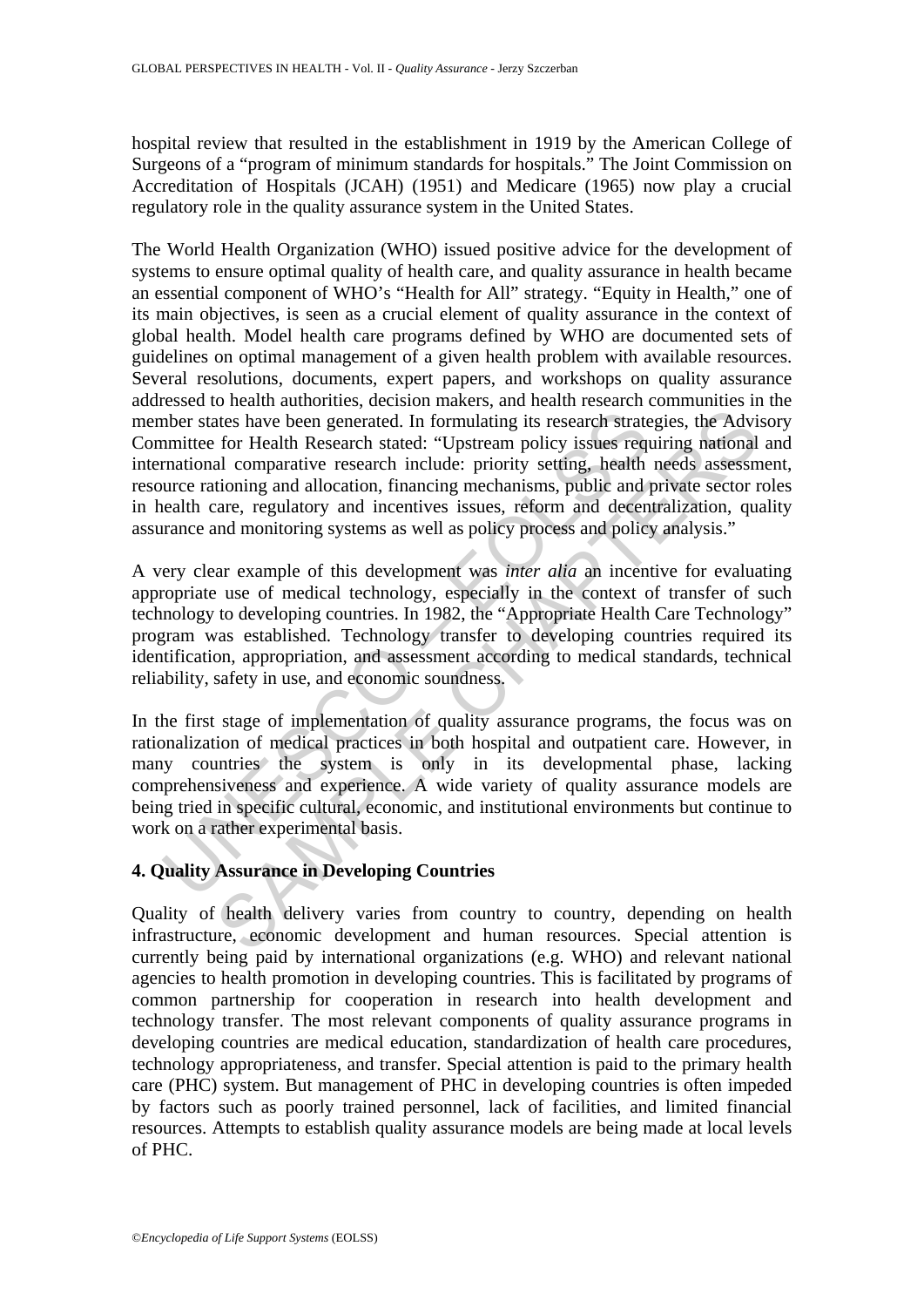hospital review that resulted in the establishment in 1919 by the American College of Surgeons of a "program of minimum standards for hospitals." The Joint Commission on Accreditation of Hospitals (JCAH) (1951) and Medicare (1965) now play a crucial regulatory role in the quality assurance system in the United States.

The World Health Organization (WHO) issued positive advice for the development of systems to ensure optimal quality of health care, and quality assurance in health became an essential component of WHO's "Health for All" strategy. "Equity in Health," one of its main objectives, is seen as a crucial element of quality assurance in the context of global health. Model health care programs defined by WHO are documented sets of guidelines on optimal management of a given health problem with available resources. Several resolutions, documents, expert papers, and workshops on quality assurance addressed to health authorities, decision makers, and health research communities in the member states have been generated. In formulating its research strategies, the Advisory Committee for Health Research stated: "Upstream policy issues requiring national and international comparative research include: priority setting, health needs assessment, resource rationing and allocation, financing mechanisms, public and private sector roles in health care, regulatory and incentives issues, reform and decentralization, quality assurance and monitoring systems as well as policy process and policy analysis."

A very clear example of this development was *inter alia* an incentive for evaluating appropriate use of medical technology, especially in the context of transfer of such technology to developing countries. In 1982, the "Appropriate Health Care Technology" program was established. Technology transfer to developing countries required its identification, appropriation, and assessment according to medical standards, technical reliability, safety in use, and economic soundness.

In the first stage of implementation of quality assurance programs, the focus was on rationalization of medical practices in both hospital and outpatient care. However, in many countries the system is only in its developmental phase, lacking comprehensiveness and experience. A wide variety of quality assurance models are being tried in specific cultural, economic, and institutional environments but continue to work on a rather experimental basis.

## 4. Quality Assurance in Developing Countries

Quality of health delivery varies from country to country, depending on health infrastructure, economic development and human resources. Special attention is currently being paid by international organizations (e.g. WHO) and relevant national agencies to health promotion in developing countries. This is facilitated by programs of common partnership for cooperation in research into health development and technology transfer. The most relevant components of quality assurance programs in developing countries are medical education, standardization of health care procedures, technology appropriateness, and transfer. Special attention is paid to the primary health care (PHC) system. But management of PHC in developing countries is often impeded by factors such as poorly trained personnel, lack of facilities, and limited financial resources. Attempts to establish quality assurance models are being made at local levels of PHC.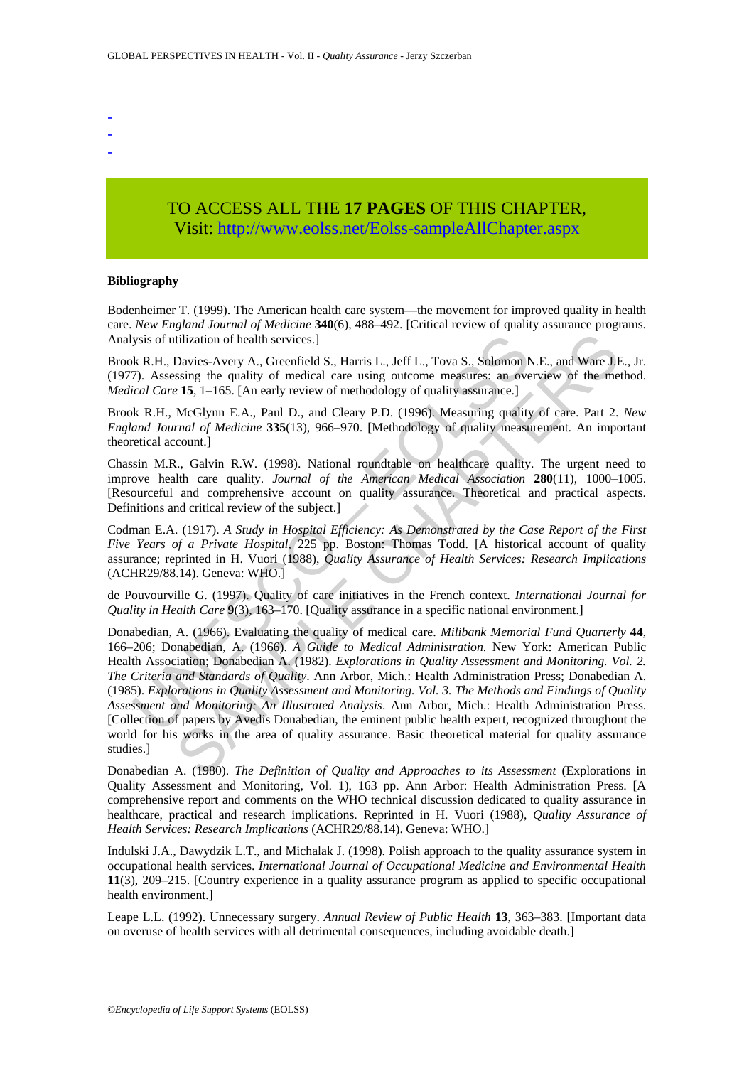-
-
-

TO ACCESS ALL THE **17 PAGES** OF THIS CHAPTER,
Visit: http://www.eolss.net/Eolss-sampleAllChapter.aspx

**Bibliography**

Bodenheimer T. (1999). The American health care system—the movement for improved quality in health care. *New England Journal of Medicine* **340**(6), 488–492. [Critical review of quality assurance programs. Analysis of utilization of health services.]

Brook R.H., Davies-Avery A., Greenfield S., Harris L., Jeff L., Tova S., Solomon N.E., and Ware J.E., Jr. (1977). Assessing the quality of medical care using outcome measures: an overview of the method. *Medical Care* **15**, 1–165. [An early review of methodology of quality assurance.]

Brook R.H., McGlynn E.A., Paul D., and Cleary P.D. (1996). Measuring quality of care. Part 2. *New England Journal of Medicine* **335**(13), 966–970. [Methodology of quality measurement. An important theoretical account.]

Chassin M.R., Galvin R.W. (1998). National roundtable on healthcare quality. The urgent need to improve health care quality. *Journal of the American Medical Association* **280**(11), 1000–1005. [Resourceful and comprehensive account on quality assurance. Theoretical and practical aspects. Definitions and critical review of the subject.]

Codman E.A. (1917). *A Study in Hospital Efficiency: As Demonstrated by the Case Report of the First Five Years of a Private Hospital*, 225 pp. Boston: Thomas Todd. [A historical account of quality assurance; reprinted in H. Vuori (1988), *Quality Assurance of Health Services: Research Implications* (ACHR29/88.14). Geneva: WHO.]

de Pouvourville G. (1997). Quality of care initiatives in the French context. *International Journal for Quality in Health Care* **9**(3), 163–170. [Quality assurance in a specific national environment.]

Donabedian, A. (1966). Evaluating the quality of medical care. *Milibank Memorial Fund Quarterly* **44**, 166–206; Donabedian, A. (1966). *A Guide to Medical Administration*. New York: American Public Health Association; Donabedian A. (1982). *Explorations in Quality Assessment and Monitoring. Vol. 2. The Criteria and Standards of Quality*. Ann Arbor, Mich.: Health Administration Press; Donabedian A. (1985). *Explorations in Quality Assessment and Monitoring. Vol. 3. The Methods and Findings of Quality Assessment and Monitoring: An Illustrated Analysis*. Ann Arbor, Mich.: Health Administration Press. [Collection of papers by Avedis Donabedian, the eminent public health expert, recognized throughout the world for his works in the area of quality assurance. Basic theoretical material for quality assurance studies.]

Donabedian A. (1980). *The Definition of Quality and Approaches to its Assessment* (Explorations in Quality Assessment and Monitoring, Vol. 1), 163 pp. Ann Arbor: Health Administration Press. [A comprehensive report and comments on the WHO technical discussion dedicated to quality assurance in healthcare, practical and research implications. Reprinted in H. Vuori (1988), *Quality Assurance of Health Services: Research Implications* (ACHR29/88.14). Geneva: WHO.]

Indulski J.A., Dawydzik L.T., and Michalak J. (1998). Polish approach to the quality assurance system in occupational health services. *International Journal of Occupational Medicine and Environmental Health* **11**(3), 209–215. [Country experience in a quality assurance program as applied to specific occupational health environment.]

Leape L.L. (1992). Unnecessary surgery. *Annual Review of Public Health* **13**, 363–383. [Important data on overuse of health services with all detrimental consequences, including avoidable death.]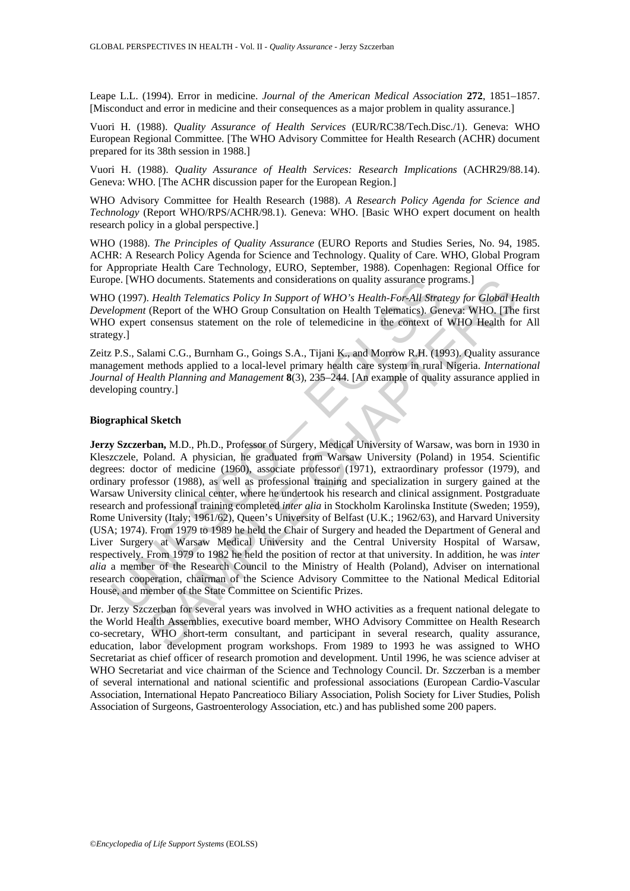Leape L.L. (1994). Error in medicine. *Journal of the American Medical Association* **272**, 1851–1857. [Misconduct and error in medicine and their consequences as a major problem in quality assurance.]

Vuori H. (1988). *Quality Assurance of Health Services* (EUR/RC38/Tech.Disc./1). Geneva: WHO European Regional Committee. [The WHO Advisory Committee for Health Research (ACHR) document prepared for its 38th session in 1988.]

Vuori H. (1988). *Quality Assurance of Health Services: Research Implications* (ACHR29/88.14). Geneva: WHO. [The ACHR discussion paper for the European Region.]

WHO Advisory Committee for Health Research (1988). *A Research Policy Agenda for Science and Technology* (Report WHO/RPS/ACHR/98.1). Geneva: WHO. [Basic WHO expert document on health research policy in a global perspective.]

WHO (1988). *The Principles of Quality Assurance* (EURO Reports and Studies Series, No. 94, 1985. ACHR: A Research Policy Agenda for Science and Technology. Quality of Care. WHO, Global Program for Appropriate Health Care Technology, EURO, September, 1988). Copenhagen: Regional Office for Europe. [WHO documents. Statements and considerations on quality assurance programs.]

WHO (1997). *Health Telematics Policy In Support of WHO's Health-For-All Strategy for Global Health Development* (Report of the WHO Group Consultation on Health Telematics). Geneva: WHO. [The first WHO expert consensus statement on the role of telemedicine in the context of WHO Health for All strategy.]

Zeitz P.S., Salami C.G., Burnham G., Goings S.A., Tijani K., and Morrow R.H. (1993). Quality assurance management methods applied to a local-level primary health care system in rural Nigeria. *International Journal of Health Planning and Management* **8**(3), 235–244. [An example of quality assurance applied in developing country.]

**Biographical Sketch**

**Jerzy Szczerban,** M.D., Ph.D., Professor of Surgery, Medical University of Warsaw, was born in 1930 in Kleszczele, Poland. A physician, he graduated from Warsaw University (Poland) in 1954. Scientific degrees: doctor of medicine (1960), associate professor (1971), extraordinary professor (1979), and ordinary professor (1988), as well as professional training and specialization in surgery gained at the Warsaw University clinical center, where he undertook his research and clinical assignment. Postgraduate research and professional training completed *inter alia* in Stockholm Karolinska Institute (Sweden; 1959), Rome University (Italy; 1961/62), Queen's University of Belfast (U.K.; 1962/63), and Harvard University (USA; 1974). From 1979 to 1989 he held the Chair of Surgery and headed the Department of General and Liver Surgery at Warsaw Medical University and the Central University Hospital of Warsaw, respectively. From 1979 to 1982 he held the position of rector at that university. In addition, he was *inter alia* a member of the Research Council to the Ministry of Health (Poland), Adviser on international research cooperation, chairman of the Science Advisory Committee to the National Medical Editorial House, and member of the State Committee on Scientific Prizes.

Dr. Jerzy Szczerban for several years was involved in WHO activities as a frequent national delegate to the World Health Assemblies, executive board member, WHO Advisory Committee on Quality Research co-secretary, WHO short-term consultant, and participant in several research, quality assurance, education, labor development program workshops. From 1989 to 1993 he was assigned to WHO Secretariat as chief officer of research promotion and development. Until 1996, he was science adviser at WHO Secretariat and vice chairman of the Science and Technology Council. Dr. Szczerban is a member of several international and national scientific and professional associations (European Cardio-Vascular Association, International Hepato Pancreatioco Biliary Association, Polish Society for Liver Studies, Polish Association of Surgeons, Gastroenterology Association, etc.) and has published some 200 papers.